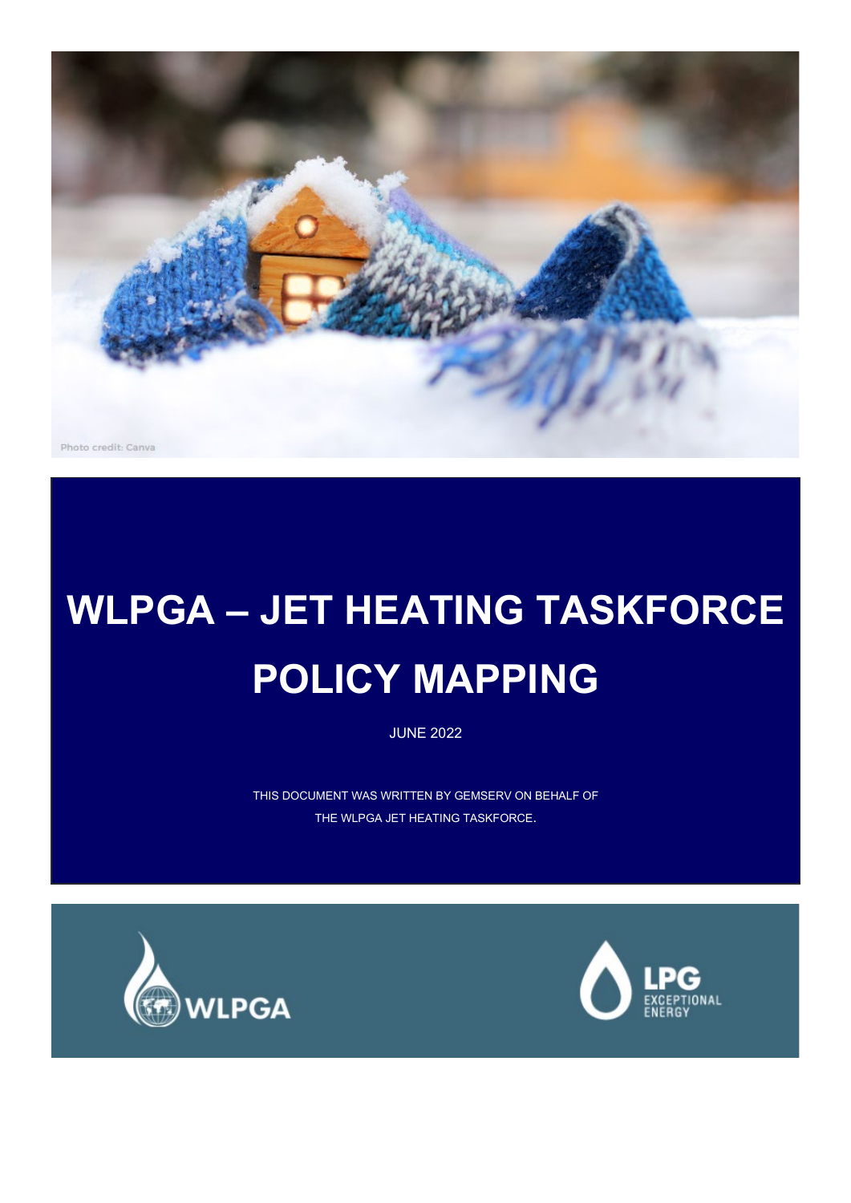Photo credit: Canva

# WLPGA – JET HEATING TASKFORCE POLICY MAPPING

JUNE 2022

THIS DOCUMENT WAS WRITTEN BY GEMSERV ON BEHALF OF THE WLPGA JET HEATING TASKFORCE.

WLPGA

LPG EXCEPTIONAL ENERGY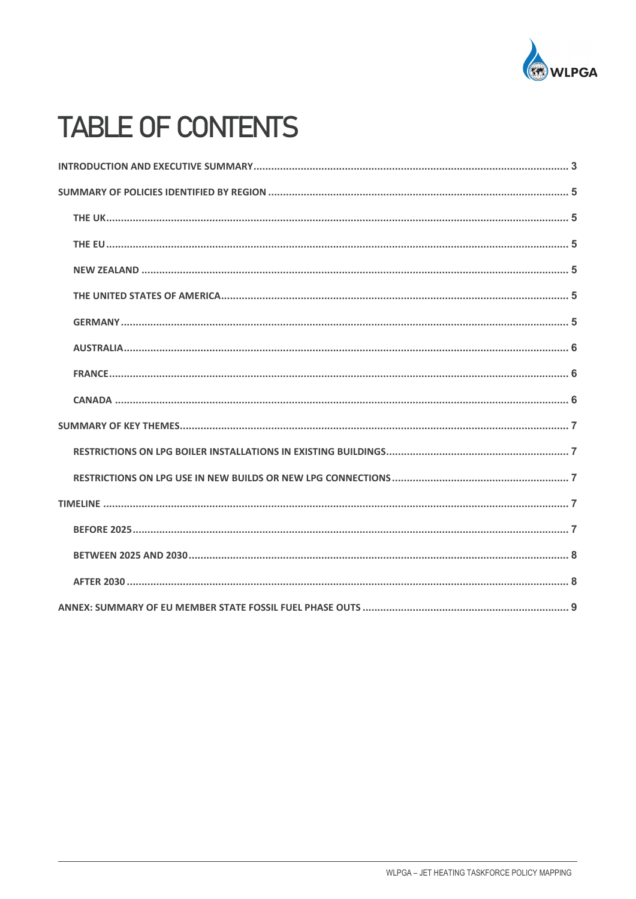# TABLE OF CONTENTS

INTRODUCTION AND EXECUTIVE SUMMARY ........................................ 3

SUMMARY OF POLICIES IDENTIFIED BY REGION ........................................ 5

- THE UK ........................................ 5
- THE EU ........................................ 5
- NEW ZEALAND ........................................ 5
- THE UNITED STATES OF AMERICA ........................................ 5
- GERMANY ........................................ 5
- AUSTRALIA ........................................ 6
- FRANCE ........................................ 6
- CANADA ........................................ 6

SUMMARY OF KEY THEMES ........................................ 7

- RESTRICTIONS ON LPG BOILER INSTALLATIONS IN EXISTING BUILDINGS ........................................ 7
- RESTRICTIONS ON LPG USE IN NEW BUILDS OR NEW LPG CONNECTIONS ........................................ 7

TIMELINE ........................................ 7

- BEFORE 2025 ........................................ 7
- BETWEEN 2025 AND 2030 ........................................ 8
- AFTER 2030 ........................................ 8

ANNEX: SUMMARY OF EU MEMBER STATE FOSSIL FUEL PHASE OUTS ........................................ 9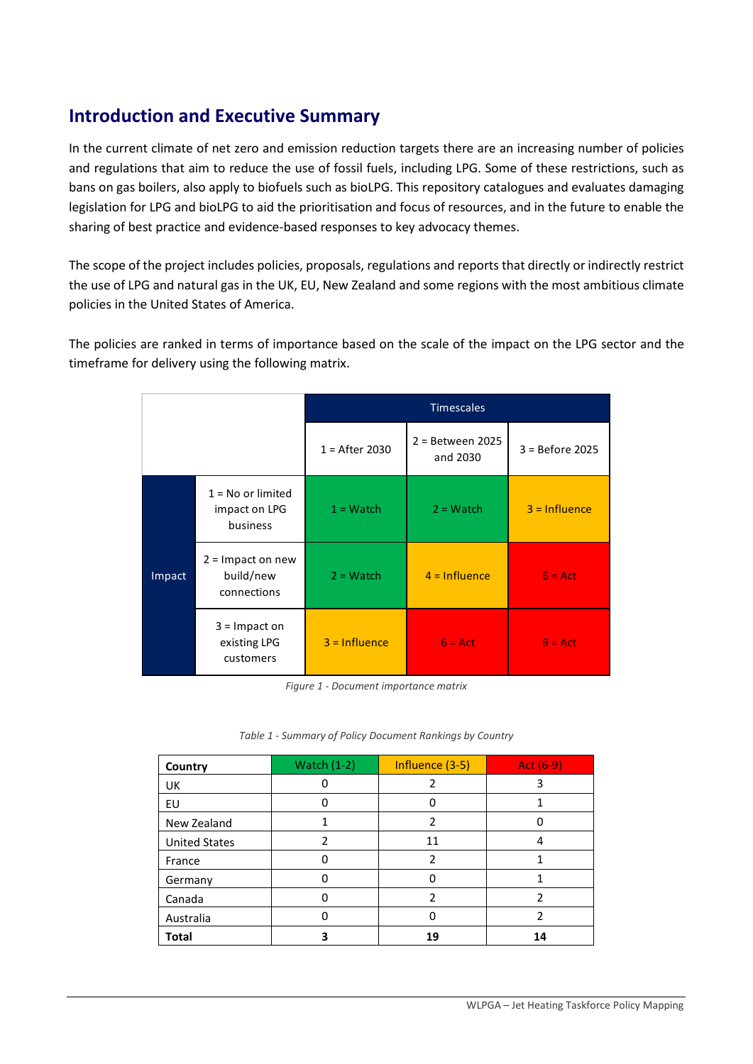## Introduction and Executive Summary

In the current climate of net zero and emission reduction targets there are an increasing number of policies and regulations that aim to reduce the use of fossil fuels, including LPG. Some of these restrictions, such as bans on gas boilers, also apply to biofuels such as bioLPG. This repository catalogues and evaluates damaging legislation for LPG and bioLPG to aid the prioritisation and focus of resources, and in the future to enable the sharing of best practice and evidence-based responses to key advocacy themes.

The scope of the project includes policies, proposals, regulations and reports that directly or indirectly restrict the use of LPG and natural gas in the UK, EU, New Zealand and some regions with the most ambitious climate policies in the United States of America.

The policies are ranked in terms of importance based on the scale of the impact on the LPG sector and the timeframe for delivery using the following matrix.

| | | Timescales | | |
|---|---|---|---|---|
| | | 1 = After 2030 | 2 = Between 2025 and 2030 | 3 = Before 2025 |
| Impact | 1 = No or limited impact on LPG business | 1 = Watch | 2 = Watch | 3 = Influence |
| | 2 = Impact on new build/new connections | 2 = Watch | 4 = Influence | 6 = Act |
| | 3 = Impact on existing LPG customers | 3 = Influence | 6 = Act | 9 = Act |

*Figure 1 - Document importance matrix*

*Table 1 - Summary of Policy Document Rankings by Country*

| Country | Watch (1-2) | Influence (3-5) | Act (6-9) |
|---|---|---|---|
| UK | 0 | 2 | 3 |
| EU | 0 | 0 | 1 |
| New Zealand | 1 | 2 | 0 |
| United States | 2 | 11 | 4 |
| France | 0 | 2 | 1 |
| Germany | 0 | 0 | 1 |
| Canada | 0 | 2 | 2 |
| Australia | 0 | 0 | 2 |
| **Total** | **3** | **19** | **14** |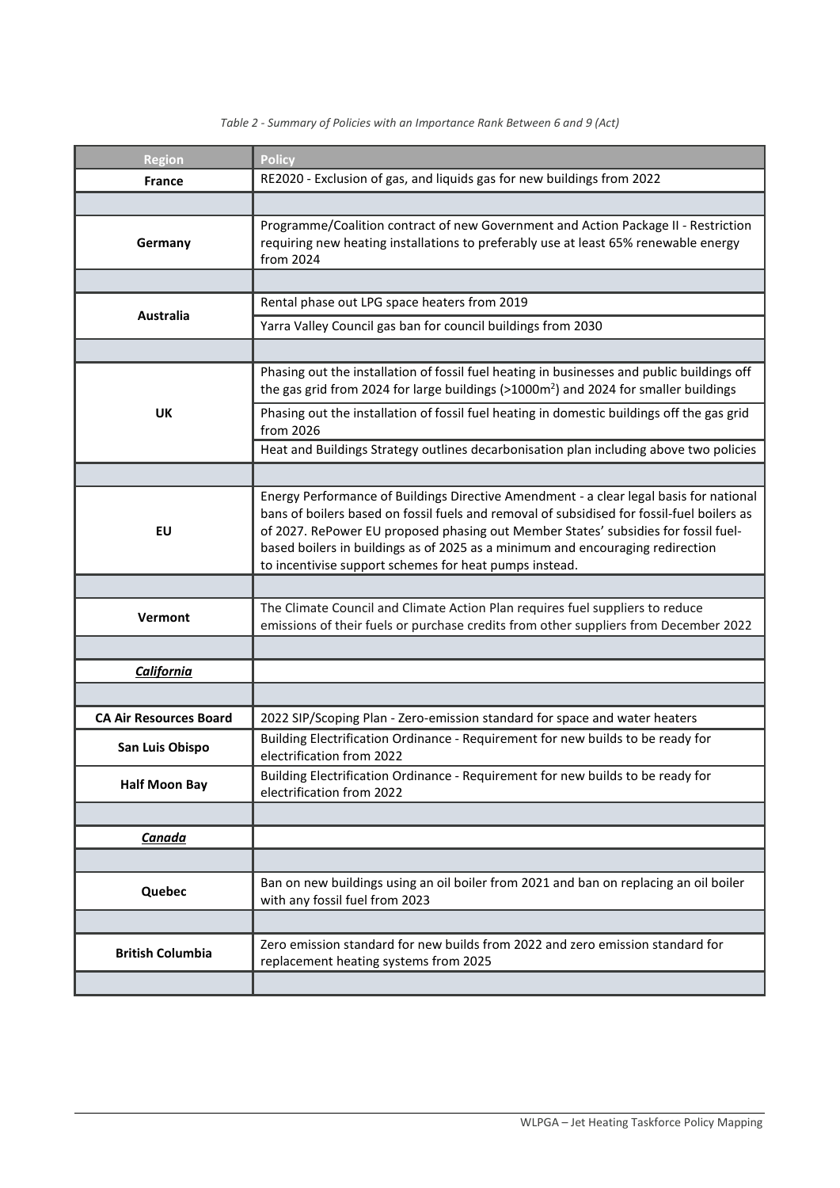*Table 2 - Summary of Policies with an Importance Rank Between 6 and 9 (Act)*

| Region | Policy |
|---|---|
| **France** | RE2020 - Exclusion of gas, and liquids gas for new buildings from 2022 |
| | |
| **Germany** | Programme/Coalition contract of new Government and Action Package II - Restriction requiring new heating installations to preferably use at least 65% renewable energy from 2024 |
| | |
| **Australia** | Rental phase out LPG space heaters from 2019 |
| | Yarra Valley Council gas ban for council buildings from 2030 |
| | |
| **UK** | Phasing out the installation of fossil fuel heating in businesses and public buildings off the gas grid from 2024 for large buildings (>1000m$^2$) and 2024 for smaller buildings |
| | Phasing out the installation of fossil fuel heating in domestic buildings off the gas grid from 2026 |
| | Heat and Buildings Strategy outlines decarbonisation plan including above two policies |
| | |
| **EU** | Energy Performance of Buildings Directive Amendment - a clear legal basis for national bans of boilers based on fossil fuels and removal of subsidised for fossil-fuel boilers as of 2027. RePower EU proposed phasing out Member States' subsidies for fossil fuel-based boilers in buildings as of 2025 as a minimum and encouraging redirection to incentivise support schemes for heat pumps instead. |
| | |
| **Vermont** | The Climate Council and Climate Action Plan requires fuel suppliers to reduce emissions of their fuels or purchase credits from other suppliers from December 2022 |
| | |
| ***California*** | |
| | |
| **CA Air Resources Board** | 2022 SIP/Scoping Plan - Zero-emission standard for space and water heaters |
| **San Luis Obispo** | Building Electrification Ordinance - Requirement for new builds to be ready for electrification from 2022 |
| **Half Moon Bay** | Building Electrification Ordinance - Requirement for new builds to be ready for electrification from 2022 |
| | |
| ***Canada*** | |
| | |
| **Quebec** | Ban on new buildings using an oil boiler from 2021 and ban on replacing an oil boiler with any fossil fuel from 2023 |
| | |
| **British Columbia** | Zero emission standard for new builds from 2022 and zero emission standard for replacement heating systems from 2025 |
| | |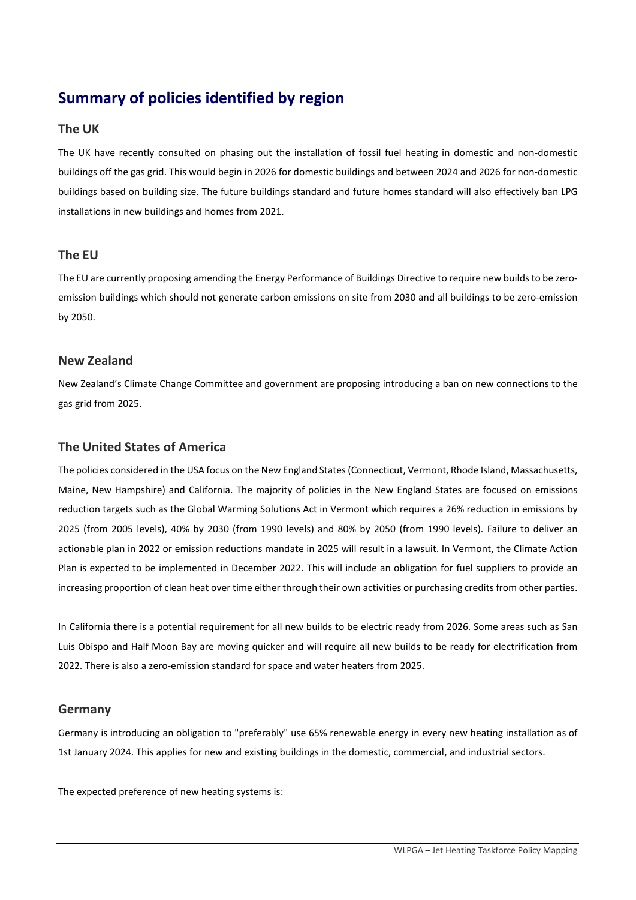# Summary of policies identified by region

## The UK

The UK have recently consulted on phasing out the installation of fossil fuel heating in domestic and non-domestic buildings off the gas grid. This would begin in 2026 for domestic buildings and between 2024 and 2026 for non-domestic buildings based on building size. The future buildings standard and future homes standard will also effectively ban LPG installations in new buildings and homes from 2021.

## The EU

The EU are currently proposing amending the Energy Performance of Buildings Directive to require new builds to be zero-emission buildings which should not generate carbon emissions on site from 2030 and all buildings to be zero-emission by 2050.

## New Zealand

New Zealand's Climate Change Committee and government are proposing introducing a ban on new connections to the gas grid from 2025.

## The United States of America

The policies considered in the USA focus on the New England States (Connecticut, Vermont, Rhode Island, Massachusetts, Maine, New Hampshire) and California. The majority of policies in the New England States are focused on emissions reduction targets such as the Global Warming Solutions Act in Vermont which requires a 26% reduction in emissions by 2025 (from 2005 levels), 40% by 2030 (from 1990 levels) and 80% by 2050 (from 1990 levels). Failure to deliver an actionable plan in 2022 or emission reductions mandate in 2025 will result in a lawsuit. In Vermont, the Climate Action Plan is expected to be implemented in December 2022. This will include an obligation for fuel suppliers to provide an increasing proportion of clean heat over time either through their own activities or purchasing credits from other parties.

In California there is a potential requirement for all new builds to be electric ready from 2026. Some areas such as San Luis Obispo and Half Moon Bay are moving quicker and will require all new builds to be ready for electrification from 2022. There is also a zero-emission standard for space and water heaters from 2025.

## Germany

Germany is introducing an obligation to "preferably" use 65% renewable energy in every new heating installation as of 1st January 2024. This applies for new and existing buildings in the domestic, commercial, and industrial sectors.

The expected preference of new heating systems is: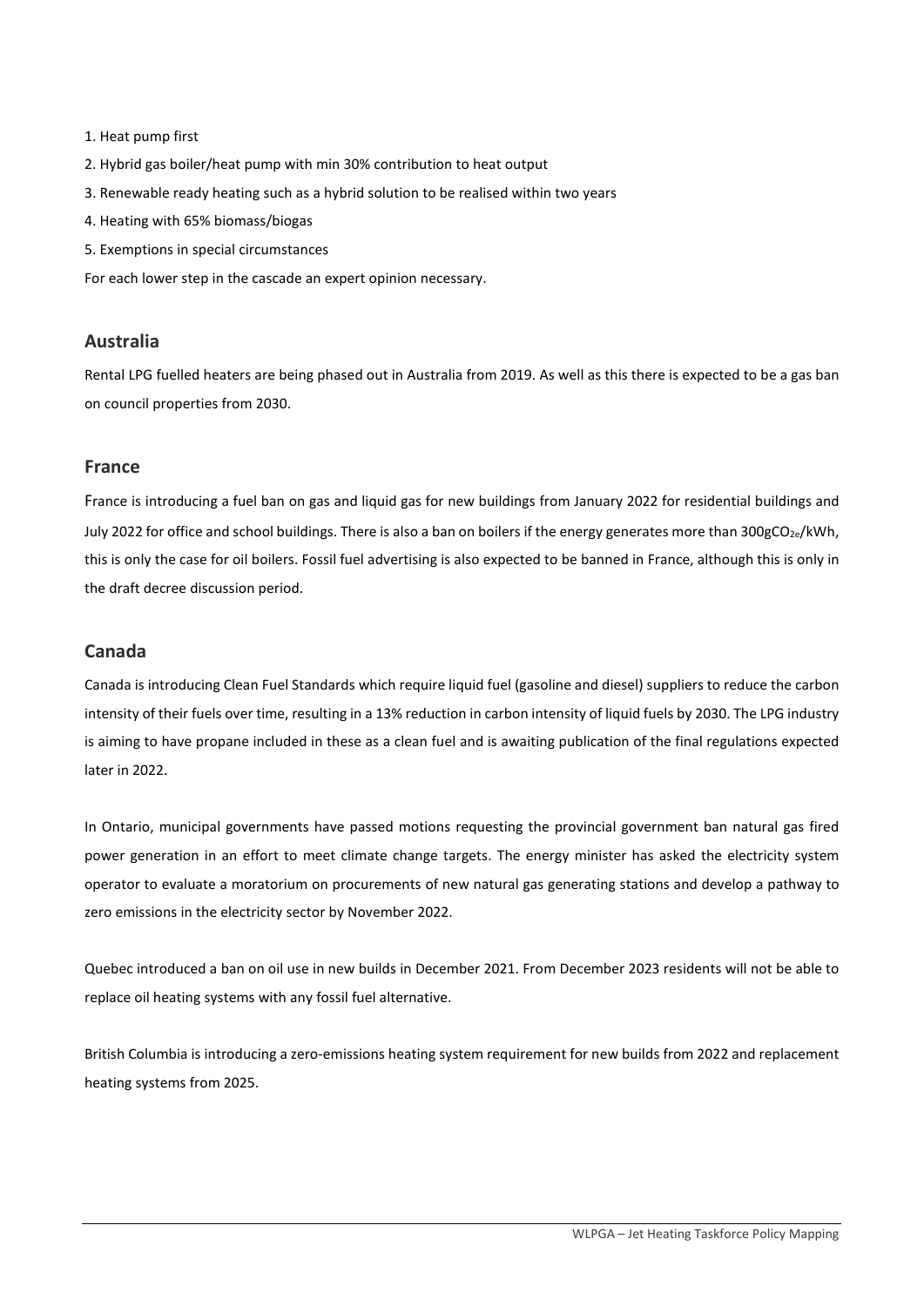1. Heat pump first
2. Hybrid gas boiler/heat pump with min 30% contribution to heat output
3. Renewable ready heating such as a hybrid solution to be realised within two years
4. Heating with 65% biomass/biogas
5. Exemptions in special circumstances

For each lower step in the cascade an expert opinion necessary.

## Australia

Rental LPG fuelled heaters are being phased out in Australia from 2019. As well as this there is expected to be a gas ban on council properties from 2030.

## France

France is introducing a fuel ban on gas and liquid gas for new buildings from January 2022 for residential buildings and July 2022 for office and school buildings. There is also a ban on boilers if the energy generates more than 300g$CO_{2e}$/kWh, this is only the case for oil boilers. Fossil fuel advertising is also expected to be banned in France, although this is only in the draft decree discussion period.

## Canada

Canada is introducing Clean Fuel Standards which require liquid fuel (gasoline and diesel) suppliers to reduce the carbon intensity of their fuels over time, resulting in a 13% reduction in carbon intensity of liquid fuels by 2030. The LPG industry is aiming to have propane included in these as a clean fuel and is awaiting publication of the final regulations expected later in 2022.

In Ontario, municipal governments have passed motions requesting the provincial government ban natural gas fired power generation in an effort to meet climate change targets. The energy minister has asked the electricity system operator to evaluate a moratorium on procurements of new natural gas generating stations and develop a pathway to zero emissions in the electricity sector by November 2022.

Quebec introduced a ban on oil use in new builds in December 2021. From December 2023 residents will not be able to replace oil heating systems with any fossil fuel alternative.

British Columbia is introducing a zero-emissions heating system requirement for new builds from 2022 and replacement heating systems from 2025.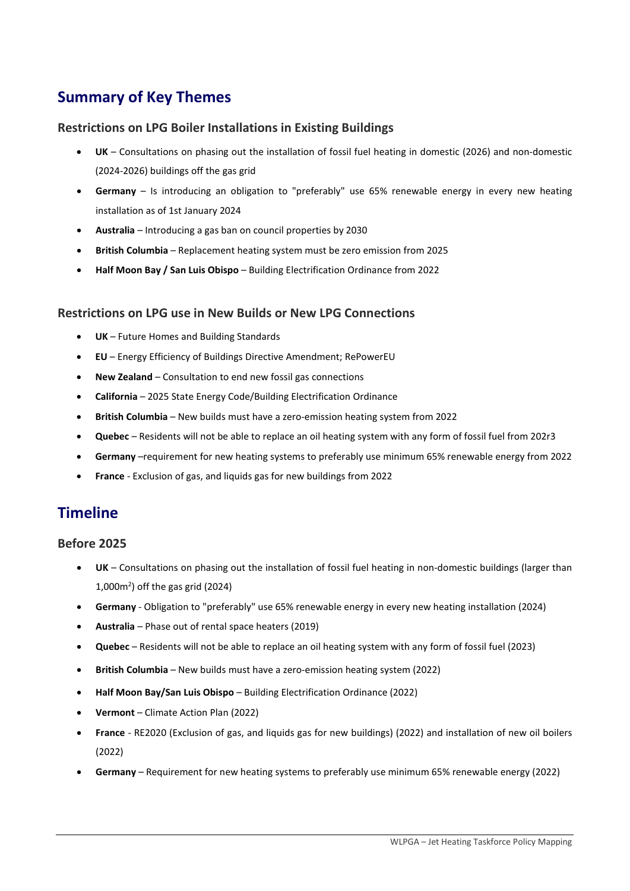## Summary of Key Themes

### Restrictions on LPG Boiler Installations in Existing Buildings

- **UK** – Consultations on phasing out the installation of fossil fuel heating in domestic (2026) and non-domestic (2024-2026) buildings off the gas grid
- **Germany** – Is introducing an obligation to "preferably" use 65% renewable energy in every new heating installation as of 1st January 2024
- **Australia** – Introducing a gas ban on council properties by 2030
- **British Columbia** – Replacement heating system must be zero emission from 2025
- **Half Moon Bay / San Luis Obispo** – Building Electrification Ordinance from 2022

### Restrictions on LPG use in New Builds or New LPG Connections

- **UK** – Future Homes and Building Standards
- **EU** – Energy Efficiency of Buildings Directive Amendment; RePowerEU
- **New Zealand** – Consultation to end new fossil gas connections
- **California** – 2025 State Energy Code/Building Electrification Ordinance
- **British Columbia** – New builds must have a zero-emission heating system from 2022
- **Quebec** – Residents will not be able to replace an oil heating system with any form of fossil fuel from 202r3
- **Germany** –requirement for new heating systems to preferably use minimum 65% renewable energy from 2022
- **France** - Exclusion of gas, and liquids gas for new buildings from 2022

## Timeline

### Before 2025

- **UK** – Consultations on phasing out the installation of fossil fuel heating in non-domestic buildings (larger than 1,000m$^2$) off the gas grid (2024)
- **Germany** - Obligation to "preferably" use 65% renewable energy in every new heating installation (2024)
- **Australia** – Phase out of rental space heaters (2019)
- **Quebec** – Residents will not be able to replace an oil heating system with any form of fossil fuel (2023)
- **British Columbia** – New builds must have a zero-emission heating system (2022)
- **Half Moon Bay/San Luis Obispo** – Building Electrification Ordinance (2022)
- **Vermont** – Climate Action Plan (2022)
- **France** - RE2020 (Exclusion of gas, and liquids gas for new buildings) (2022) and installation of new oil boilers (2022)
- **Germany** – Requirement for new heating systems to preferably use minimum 65% renewable energy (2022)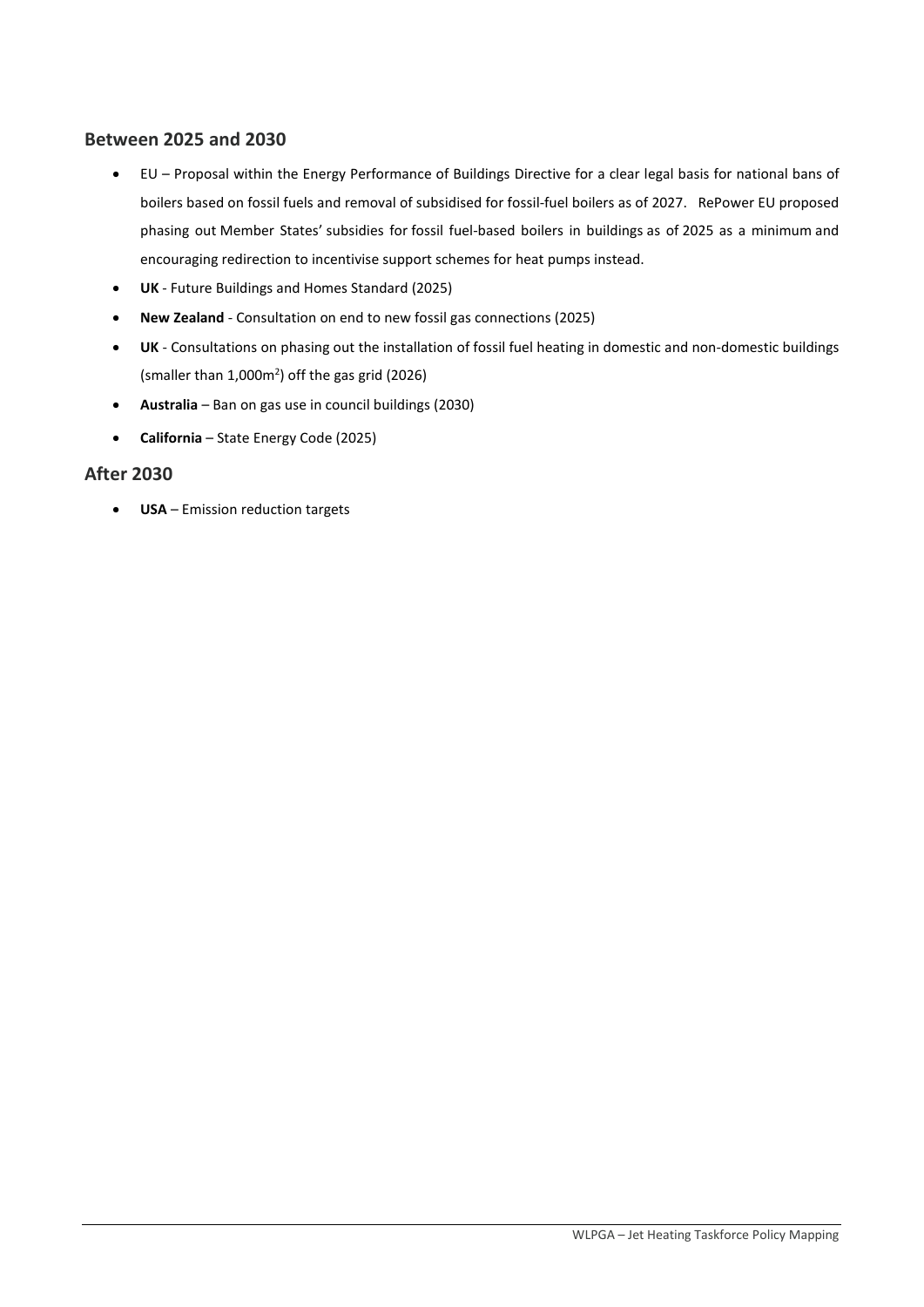## Between 2025 and 2030

- EU – Proposal within the Energy Performance of Buildings Directive for a clear legal basis for national bans of boilers based on fossil fuels and removal of subsidised for fossil-fuel boilers as of 2027. RePower EU proposed phasing out Member States' subsidies for fossil fuel-based boilers in buildings as of 2025 as a minimum and encouraging redirection to incentivise support schemes for heat pumps instead.
- **UK** - Future Buildings and Homes Standard (2025)
- **New Zealand** - Consultation on end to new fossil gas connections (2025)
- **UK** - Consultations on phasing out the installation of fossil fuel heating in domestic and non-domestic buildings (smaller than 1,000m$^2$) off the gas grid (2026)
- **Australia** – Ban on gas use in council buildings (2030)
- **California** – State Energy Code (2025)

## After 2030

- **USA** – Emission reduction targets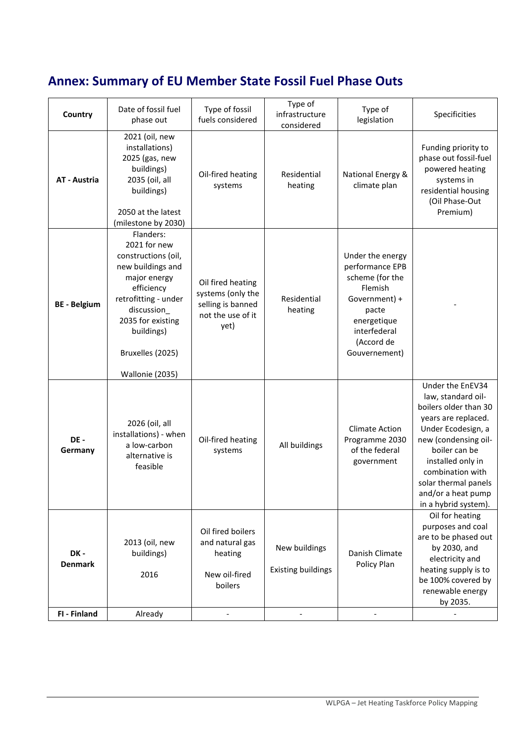# Annex: Summary of EU Member State Fossil Fuel Phase Outs

| Country | Date of fossil fuel phase out | Type of fossil fuels considered | Type of infrastructure considered | Type of legislation | Specificities |
|---|---|---|---|---|---|
| **AT - Austria** | 2021 (oil, new installations)<br>2025 (gas, new buildings)<br>2035 (oil, all buildings)<br><br>2050 at the latest (milestone by 2030) | Oil-fired heating systems | Residential heating | National Energy & climate plan | Funding priority to phase out fossil-fuel powered heating systems in residential housing (Oil Phase-Out Premium) |
| **BE - Belgium** | Flanders:<br>2021 for new constructions (oil, new buildings and major energy efficiency retrofitting - under discussion_<br>2035 for existing buildings)<br><br>Bruxelles (2025)<br><br>Wallonie (2035) | Oil fired heating systems (only the selling is banned not the use of it yet) | Residential heating | Under the energy performance EPB scheme (for the Flemish Government) + pacte energetique interfederal (Accord de Gouvernement) | - |
| **DE - Germany** | 2026 (oil, all installations) - when a low-carbon alternative is feasible | Oil-fired heating systems | All buildings | Climate Action Programme 2030 of the federal government | Under the EnEV34 law, standard oil-boilers older than 30 years are replaced. Under Ecodesign, a new (condensing oil-boiler can be installed only in combination with solar thermal panels and/or a heat pump in a hybrid system). |
| **DK - Denmark** | 2013 (oil, new buildings)<br><br>2016 | Oil fired boilers and natural gas heating<br><br>New oil-fired boilers | New buildings<br><br>Existing buildings | Danish Climate Policy Plan | Oil for heating purposes and coal are to be phased out by 2030, and electricity and heating supply is to be 100% covered by renewable energy by 2035. |
| **FI - Finland** | Already | - | - | - | - |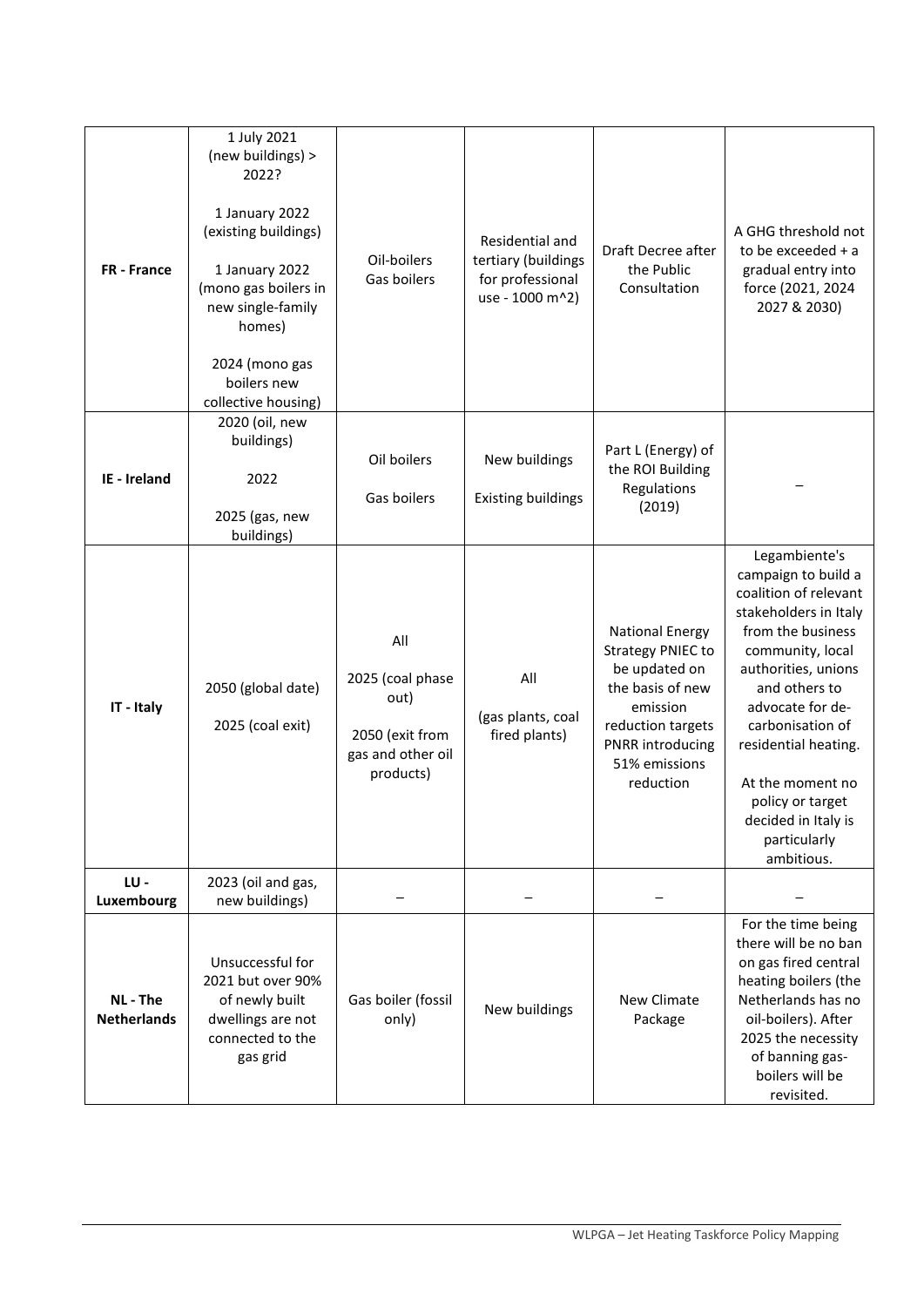| | | | | | |
|---|---|---|---|---|---|
| **FR - France** | 1 July 2021 (new buildings) > 2022?<br><br>1 January 2022 (existing buildings)<br><br>1 January 2022 (mono gas boilers in new single-family homes)<br><br>2024 (mono gas boilers new collective housing) | Oil-boilers<br>Gas boilers | Residential and tertiary (buildings for professional use - 1000 m^2) | Draft Decree after the Public Consultation | A GHG threshold not to be exceeded + a gradual entry into force (2021, 2024 2027 & 2030) |
| **IE - Ireland** | 2020 (oil, new buildings)<br><br>2022<br><br>2025 (gas, new buildings) | Oil boilers<br><br>Gas boilers | New buildings<br><br>Existing buildings | Part L (Energy) of the ROI Building Regulations (2019) | – |
| **IT - Italy** | 2050 (global date)<br><br>2025 (coal exit) | All<br><br>2025 (coal phase out)<br><br>2050 (exit from gas and other oil products) | All<br><br>(gas plants, coal fired plants) | National Energy Strategy PNIEC to be updated on the basis of new emission reduction targets PNRR introducing 51% emissions reduction | Legambiente's campaign to build a coalition of relevant stakeholders in Italy from the business community, local authorities, unions and others to advocate for de-carbonisation of residential heating.<br><br>At the moment no policy or target decided in Italy is particularly ambitious. |
| **LU - Luxembourg** | 2023 (oil and gas, new buildings) | – | – | – | – |
| **NL - The Netherlands** | Unsuccessful for 2021 but over 90% of newly built dwellings are not connected to the gas grid | Gas boiler (fossil only) | New buildings | New Climate Package | For the time being there will be no ban on gas fired central heating boilers (the Netherlands has no oil-boilers). After 2025 the necessity of banning gas-boilers will be revisited. |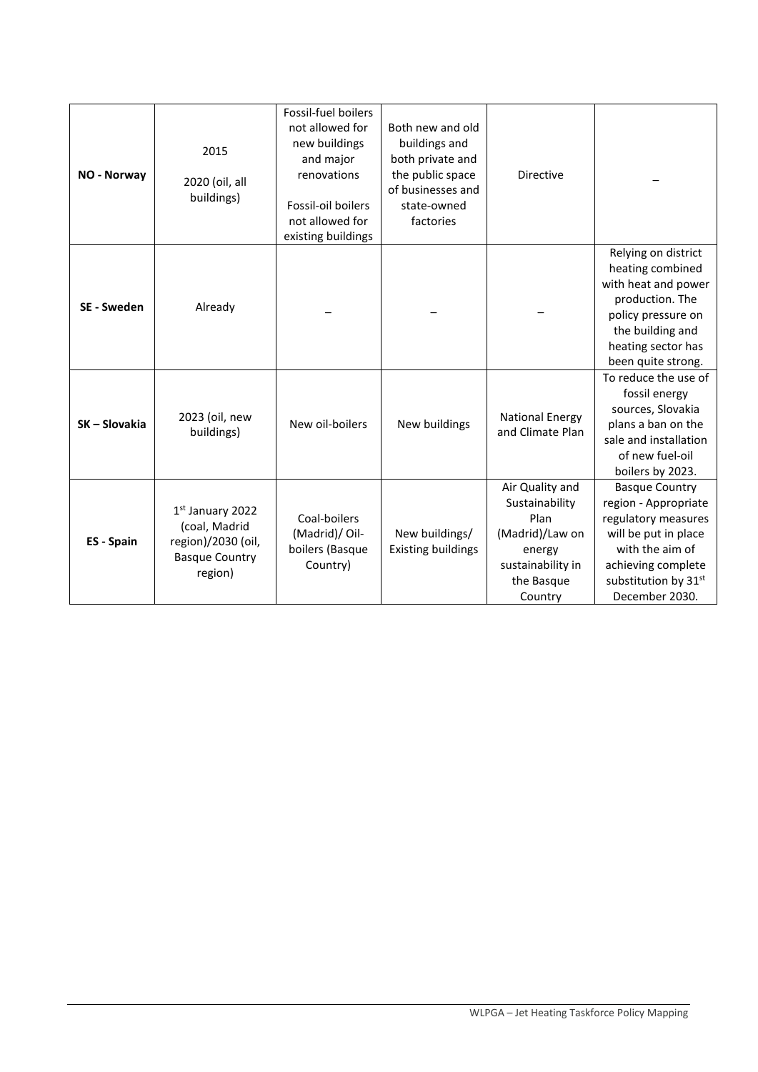| | | | | | |
|---|---|---|---|---|---|
| **NO - Norway** | 2015<br><br>2020 (oil, all buildings) | Fossil-fuel boilers not allowed for new buildings and major renovations<br><br>Fossil-oil boilers not allowed for existing buildings | Both new and old buildings and both private and the public space of businesses and state-owned factories | Directive | – |
| **SE - Sweden** | Already | – | – | – | Relying on district heating combined with heat and power production. The policy pressure on the building and heating sector has been quite strong. |
| **SK – Slovakia** | 2023 (oil, new buildings) | New oil-boilers | New buildings | National Energy and Climate Plan | To reduce the use of fossil energy sources, Slovakia plans a ban on the sale and installation of new fuel-oil boilers by 2023. |
| **ES - Spain** | 1st January 2022 (coal, Madrid region)/2030 (oil, Basque Country region) | Coal-boilers (Madrid)/ Oil-boilers (Basque Country) | New buildings/ Existing buildings | Air Quality and Sustainability Plan (Madrid)/Law on energy sustainability in the Basque Country | Basque Country region - Appropriate regulatory measures will be put in place with the aim of achieving complete substitution by 31st December 2030. |